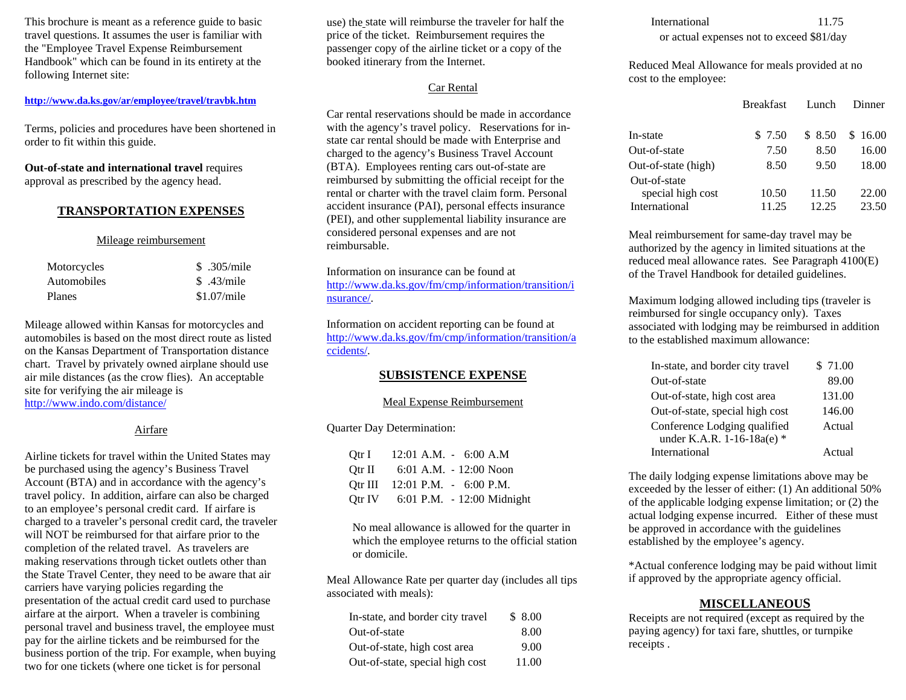This brochure is meant as a reference guide to basic travel questions. It assumes the user is familiar with the "Employee Travel Expense Reimbursement Handbook" which can be found in its entirety at the following Internet site:

**http://www.da.ks.gov/ar/employee/travel/travbk.htm**

Terms, policies and procedures have been shortened in order to fit within this guide.

**Out-of-state and international travel** requires approval as prescribed by the agency head.

## TRANSPORTATION EXPENSES

### Mileage reimbursement

| | |
|---|---|
| Motorcycles | $ .305/mile |
| Automobiles | $ .43/mile |
| Planes | $1.07/mile |

Mileage allowed within Kansas for motorcycles and automobiles is based on the most direct route as listed on the Kansas Department of Transportation distance chart. Travel by privately owned airplane should use air mile distances (as the crow flies). An acceptable site for verifying the air mileage is http://www.indo.com/distance/

### Airfare

Airline tickets for travel within the United States may be purchased using the agency's Business Travel Account (BTA) and in accordance with the agency's travel policy. In addition, airfare can also be charged to an employee's personal credit card. If airfare is charged to a traveler's personal credit card, the traveler will NOT be reimbursed for that airfare prior to the completion of the related travel. As travelers are making reservations through ticket outlets other than the State Travel Center, they need to be aware that air carriers have varying policies regarding the presentation of the actual credit card used to purchase airfare at the airport. When a traveler is combining personal travel and business travel, the employee must pay for the airline tickets and be reimbursed for the business portion of the trip. For example, when buying two for one tickets (where one ticket is for personal use) the state will reimburse the traveler for half the price of the ticket. Reimbursement requires the passenger copy of the airline ticket or a copy of the booked itinerary from the Internet.

### Car Rental

Car rental reservations should be made in accordance with the agency's travel policy. Reservations for in-state car rental should be made with Enterprise and charged to the agency's Business Travel Account (BTA). Employees renting cars out-of-state are reimbursed by submitting the official receipt for the rental or charter with the travel claim form. Personal accident insurance (PAI), personal effects insurance (PEI), and other supplemental liability insurance are considered personal expenses and are not reimbursable.

Information on insurance can be found at http://www.da.ks.gov/fm/cmp/information/transition/insurance/.

Information on accident reporting can be found at http://www.da.ks.gov/fm/cmp/information/transition/accidents/.

## SUBSISTENCE EXPENSE

### Meal Expense Reimbursement

Quarter Day Determination:

| | |
|---|---|
| Qtr I | 12:01 A.M. - 6:00 A.M |
| Qtr II | 6:01 A.M. - 12:00 Noon |
| Qtr III | 12:01 P.M. - 6:00 P.M. |
| Qtr IV | 6:01 P.M. - 12:00 Midnight |

No meal allowance is allowed for the quarter in which the employee returns to the official station or domicile.

Meal Allowance Rate per quarter day (includes all tips associated with meals):

| | |
|---|---|
| In-state, and border city travel | $ 8.00 |
| Out-of-state | 8.00 |
| Out-of-state, high cost area | 9.00 |
| Out-of-state, special high cost | 11.00 |
| International | 11.75 |

or actual expenses not to exceed $81/day

Reduced Meal Allowance for meals provided at no cost to the employee:

| | Breakfast | Lunch | Dinner |
|---|---|---|---|
| In-state | $ 7.50 | $ 8.50 | $ 16.00 |
| Out-of-state | 7.50 | 8.50 | 16.00 |
| Out-of-state (high) | 8.50 | 9.50 | 18.00 |
| Out-of-state special high cost | 10.50 | 11.50 | 22.00 |
| International | 11.25 | 12.25 | 23.50 |

Meal reimbursement for same-day travel may be authorized by the agency in limited situations at the reduced meal allowance rates. See Paragraph 4100(E) of the Travel Handbook for detailed guidelines.

Maximum lodging allowed including tips (traveler is reimbursed for single occupancy only). Taxes associated with lodging may be reimbursed in addition to the established maximum allowance:

| | |
|---|---|
| In-state, and border city travel | $ 71.00 |
| Out-of-state | 89.00 |
| Out-of-state, high cost area | 131.00 |
| Out-of-state, special high cost | 146.00 |
| Conference Lodging qualified under K.A.R. 1-16-18a(e) * | Actual |
| International | Actual |

The daily lodging expense limitations above may be exceeded by the lesser of either: (1) An additional 50% of the applicable lodging expense limitation; or (2) the actual lodging expense incurred. Either of these must be approved in accordance with the guidelines established by the employee's agency.

*Actual conference lodging may be paid without limit if approved by the appropriate agency official.

## MISCELLANEOUS

Receipts are not required (except as required by the paying agency) for taxi fare, shuttles, or turnpike receipts .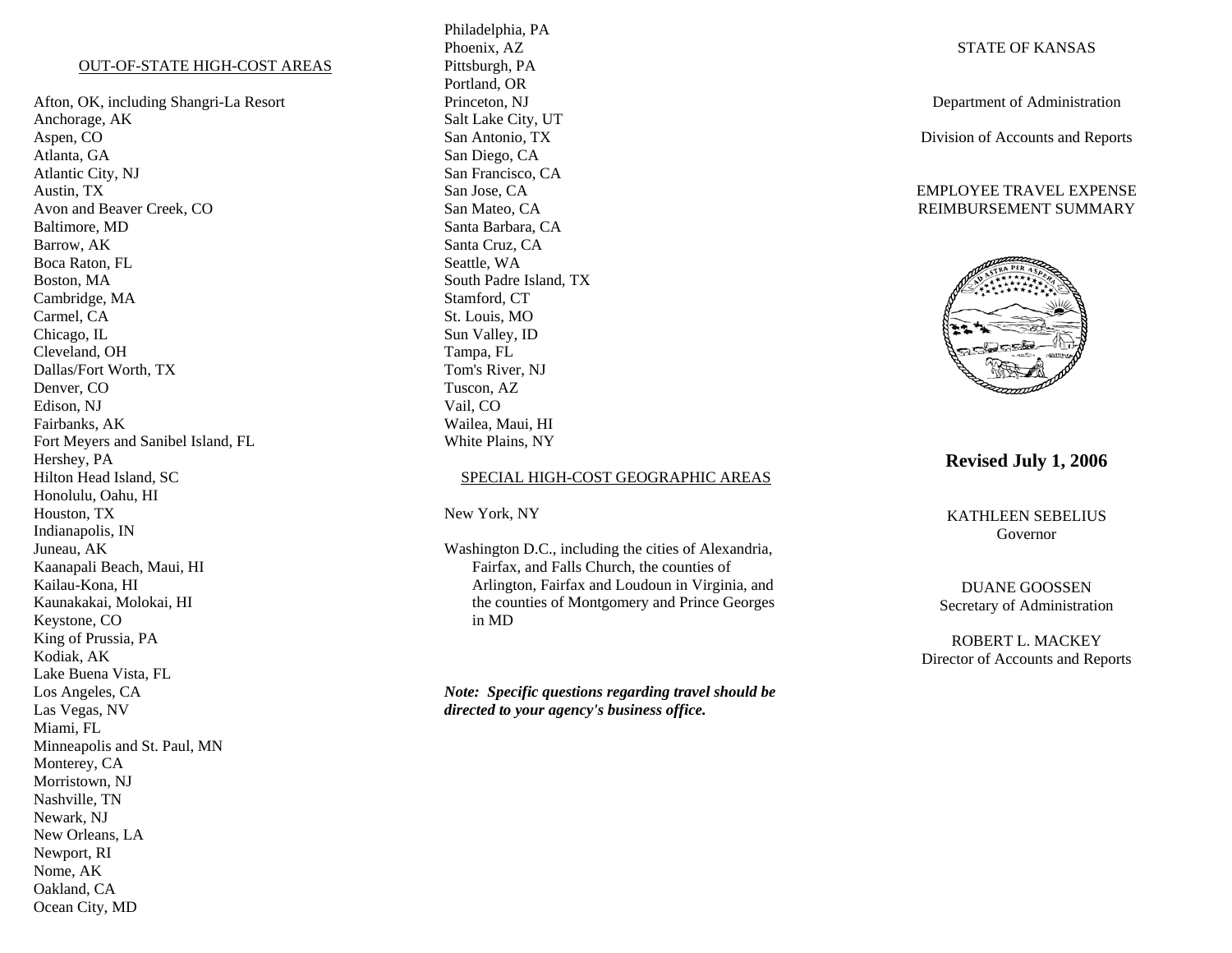## OUT-OF-STATE HIGH-COST AREAS

Afton, OK, including Shangri-La Resort
Anchorage, AK
Aspen, CO
Atlanta, GA
Atlantic City, NJ
Austin, TX
Avon and Beaver Creek, CO
Baltimore, MD
Barrow, AK
Boca Raton, FL
Boston, MA
Cambridge, MA
Carmel, CA
Chicago, IL
Cleveland, OH
Dallas/Fort Worth, TX
Denver, CO
Edison, NJ
Fairbanks, AK
Fort Meyers and Sanibel Island, FL
Hershey, PA
Hilton Head Island, SC
Honolulu, Oahu, HI
Houston, TX
Indianapolis, IN
Juneau, AK
Kaanapali Beach, Maui, HI
Kailau-Kona, HI
Kaunakakai, Molokai, HI
Keystone, CO
King of Prussia, PA
Kodiak, AK
Lake Buena Vista, FL
Los Angeles, CA
Las Vegas, NV
Miami, FL
Minneapolis and St. Paul, MN
Monterey, CA
Morristown, NJ
Nashville, TN
Newark, NJ
New Orleans, LA
Newport, RI
Nome, AK
Oakland, CA
Ocean City, MD
Philadelphia, PA
Phoenix, AZ
Pittsburgh, PA
Portland, OR
Princeton, NJ
Salt Lake City, UT
San Antonio, TX
San Diego, CA
San Francisco, CA
San Jose, CA
San Mateo, CA
Santa Barbara, CA
Santa Cruz, CA
Seattle, WA
South Padre Island, TX
Stamford, CT
St. Louis, MO
Sun Valley, ID
Tampa, FL
Tom's River, NJ
Tuscon, AZ
Vail, CO
Wailea, Maui, HI
White Plains, NY

## SPECIAL HIGH-COST GEOGRAPHIC AREAS

New York, NY

Washington D.C., including the cities of Alexandria, Fairfax, and Falls Church, the counties of Arlington, Fairfax and Loudoun in Virginia, and the counties of Montgomery and Prince Georges in MD

***Note: Specific questions regarding travel should be directed to your agency's business office.***

STATE OF KANSAS

Department of Administration

Division of Accounts and Reports

EMPLOYEE TRAVEL EXPENSE REIMBURSEMENT SUMMARY

**Revised July 1, 2006**

KATHLEEN SEBELIUS
Governor

DUANE GOOSSEN
Secretary of Administration

ROBERT L. MACKEY
Director of Accounts and Reports